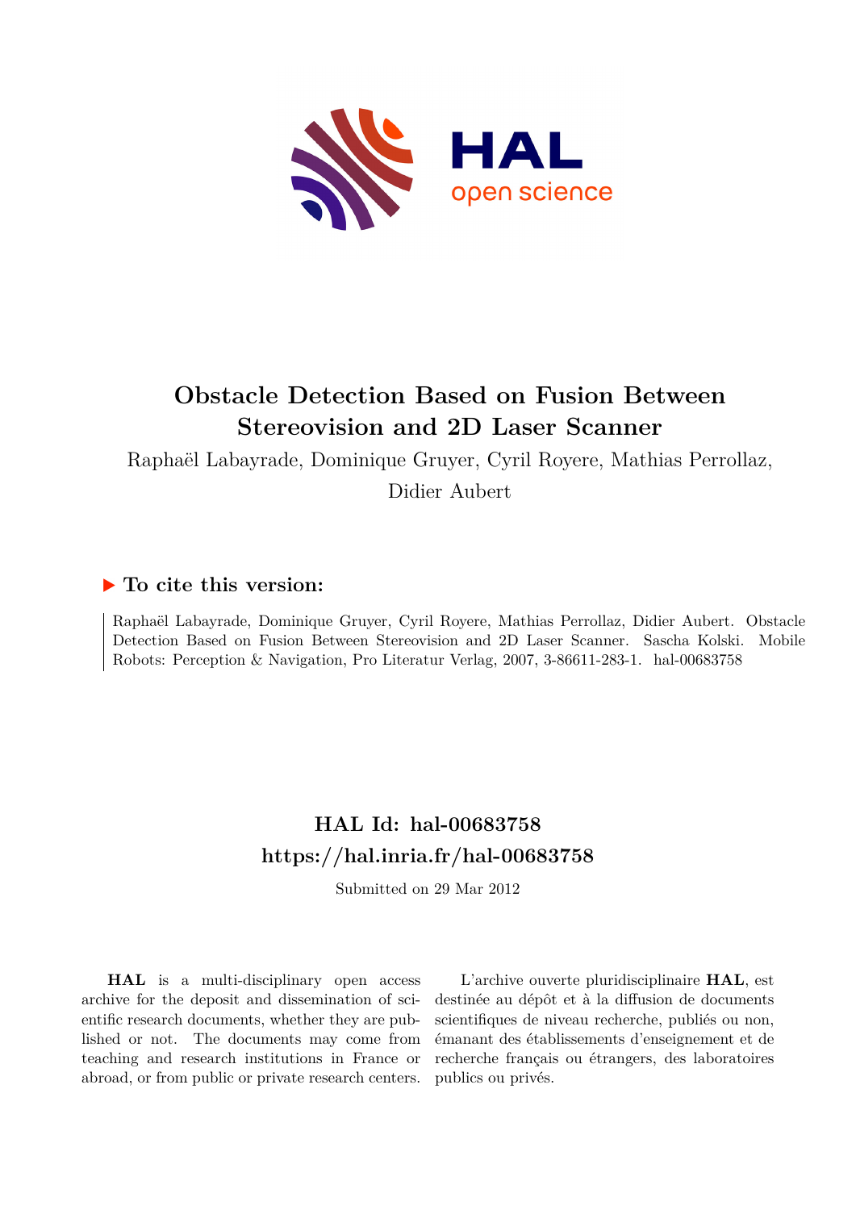# Obstacle Detection Based on Fusion Between Stereovision and 2D Laser Scanner

Raphaël Labayrade, Dominique Gruyer, Cyril Royere, Mathias Perrollaz, Didier Aubert

## ▶ To cite this version:

Raphaël Labayrade, Dominique Gruyer, Cyril Royere, Mathias Perrollaz, Didier Aubert. Obstacle Detection Based on Fusion Between Stereovision and 2D Laser Scanner. Sascha Kolski. Mobile Robots: Perception & Navigation, Pro Literatur Verlag, 2007, 3-86611-283-1. hal-00683758

## HAL Id: hal-00683758
## https://hal.inria.fr/hal-00683758

Submitted on 29 Mar 2012

**HAL** is a multi-disciplinary open access archive for the deposit and dissemination of scientific research documents, whether they are published or not. The documents may come from teaching and research institutions in France or abroad, or from public or private research centers.

L'archive ouverte pluridisciplinaire **HAL**, est destinée au dépôt et à la diffusion de documents scientifiques de niveau recherche, publiés ou non, émanant des établissements d'enseignement et de recherche français ou étrangers, des laboratoires publics ou privés.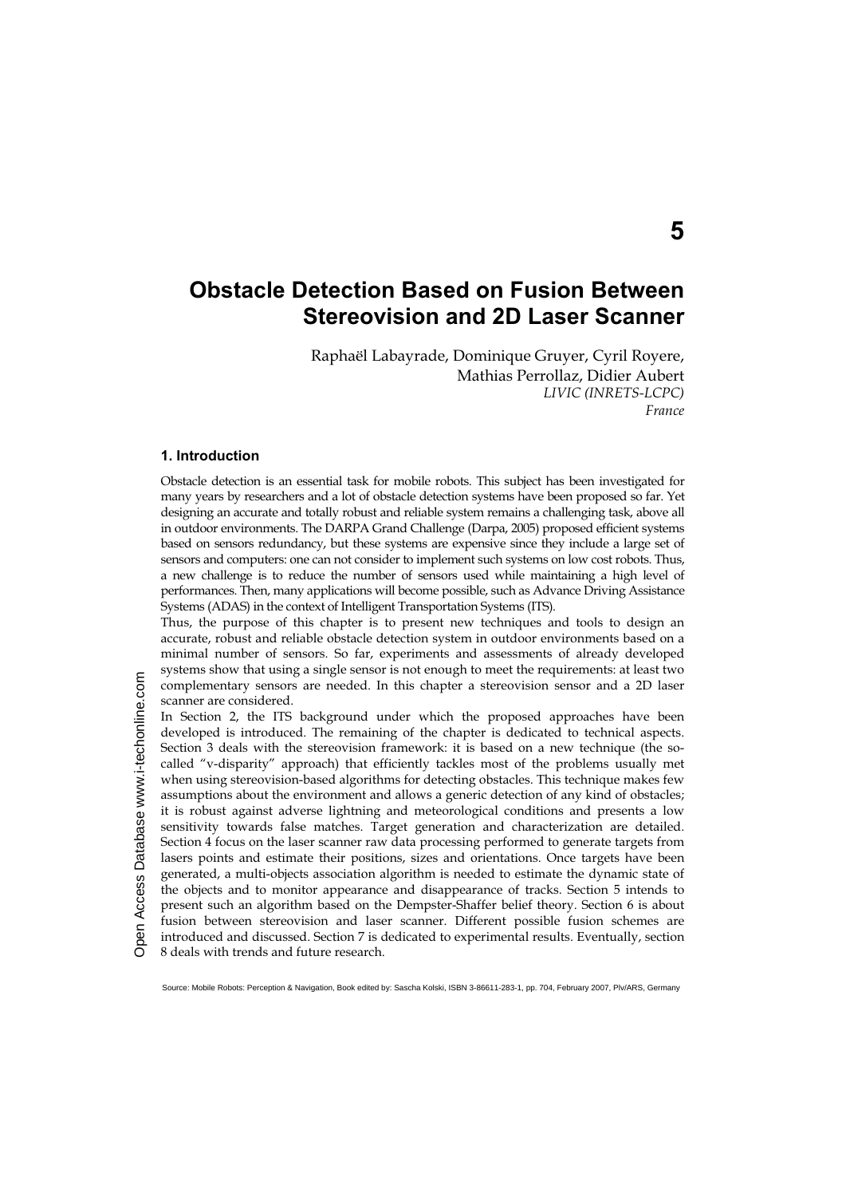# Obstacle Detection Based on Fusion Between Stereovision and 2D Laser Scanner

Raphaël Labayrade, Dominique Gruyer, Cyril Royere, Mathias Perrollaz, Didier Aubert
*LIVIC (INRETS-LCPC)*
*France*

## 1. Introduction

Obstacle detection is an essential task for mobile robots. This subject has been investigated for many years by researchers and a lot of obstacle detection systems have been proposed so far. Yet designing an accurate and totally robust and reliable system remains a challenging task, above all in outdoor environments. The DARPA Grand Challenge (Darpa, 2005) proposed efficient systems based on sensors redundancy, but these systems are expensive since they include a large set of sensors and computers: one can not consider to implement such systems on low cost robots. Thus, a new challenge is to reduce the number of sensors used while maintaining a high level of performances. Then, many applications will become possible, such as Advance Driving Assistance Systems (ADAS) in the context of Intelligent Transportation Systems (ITS).

Thus, the purpose of this chapter is to present new techniques and tools to design an accurate, robust and reliable obstacle detection system in outdoor environments based on a minimal number of sensors. So far, experiments and assessments of already developed systems show that using a single sensor is not enough to meet the requirements: at least two complementary sensors are needed. In this chapter a stereovision sensor and a 2D laser scanner are considered.

In Section 2, the ITS background under which the proposed approaches have been developed is introduced. The remaining of the chapter is dedicated to technical aspects. Section 3 deals with the stereovision framework: it is based on a new technique (the so-called "v-disparity" approach) that efficiently tackles most of the problems usually met when using stereovision-based algorithms for detecting obstacles. This technique makes few assumptions about the environment and allows a generic detection of any kind of obstacles; it is robust against adverse lightning and meteorological conditions and presents a low sensitivity towards false matches. Target generation and characterization are detailed. Section 4 focus on the laser scanner raw data processing performed to generate targets from lasers points and estimate their positions, sizes and orientations. Once targets have been generated, a multi-objects association algorithm is needed to estimate the dynamic state of the objects and to monitor appearance and disappearance of tracks. Section 5 intends to present such an algorithm based on the Dempster-Shaffer belief theory. Section 6 is about fusion between stereovision and laser scanner. Different possible fusion schemes are introduced and discussed. Section 7 is dedicated to experimental results. Eventually, section 8 deals with trends and future research.

Source: Mobile Robots: Perception & Navigation, Book edited by: Sascha Kolski, ISBN 3-86611-283-1, pp. 704, February 2007, Plv/ARS, Germany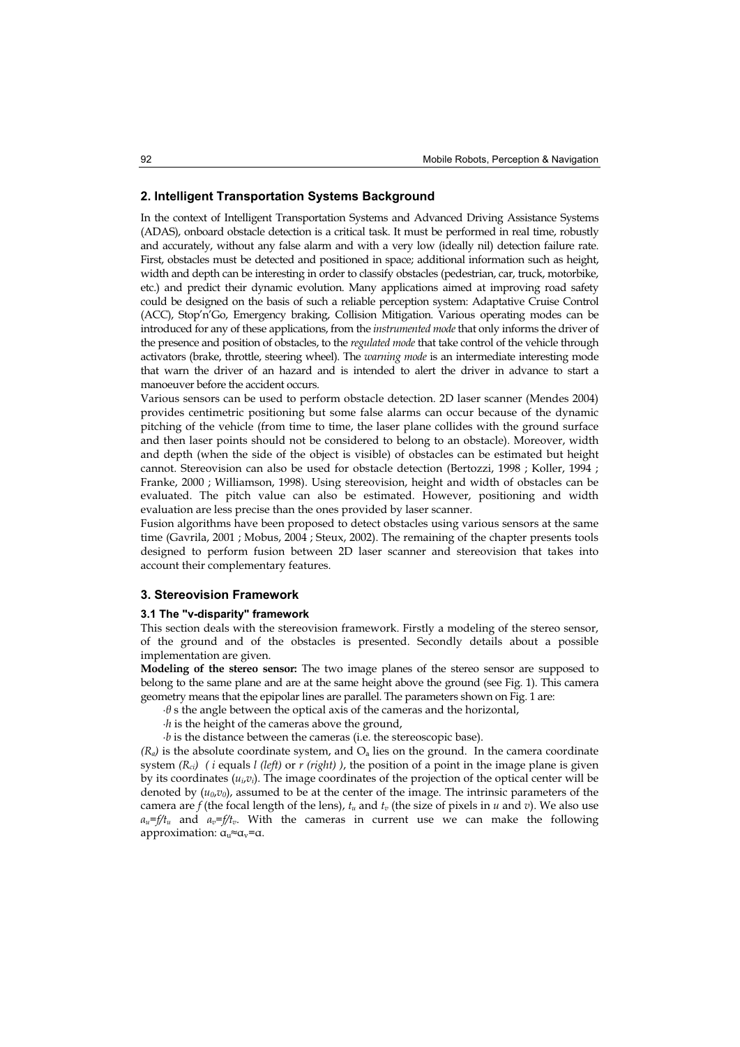## 2. Intelligent Transportation Systems Background

In the context of Intelligent Transportation Systems and Advanced Driving Assistance Systems (ADAS), onboard obstacle detection is a critical task. It must be performed in real time, robustly and accurately, without any false alarm and with a very low (ideally nil) detection failure rate. First, obstacles must be detected and positioned in space; additional information such as height, width and depth can be interesting in order to classify obstacles (pedestrian, car, truck, motorbike, etc.) and predict their dynamic evolution. Many applications aimed at improving road safety could be designed on the basis of such a reliable perception system: Adaptative Cruise Control (ACC), Stop'n'Go, Emergency braking, Collision Mitigation. Various operating modes can be introduced for any of these applications, from the *instrumented mode* that only informs the driver of the presence and position of obstacles, to the *regulated mode* that take control of the vehicle through activators (brake, throttle, steering wheel). The *warning mode* is an intermediate interesting mode that warn the driver of an hazard and is intended to alert the driver in advance to start a manoeuver before the accident occurs.

Various sensors can be used to perform obstacle detection. 2D laser scanner (Mendes 2004) provides centimetric positioning but some false alarms can occur because of the dynamic pitching of the vehicle (from time to time, the laser plane collides with the ground surface and then laser points should not be considered to belong to an obstacle). Moreover, width and depth (when the side of the object is visible) of obstacles can be estimated but height cannot. Stereovision can also be used for obstacle detection (Bertozzi, 1998 ; Koller, 1994 ; Franke, 2000 ; Williamson, 1998). Using stereovision, height and width of obstacles can be evaluated. The pitch value can also be estimated. However, positioning and width evaluation are less precise than the ones provided by laser scanner.

Fusion algorithms have been proposed to detect obstacles using various sensors at the same time (Gavrila, 2001 ; Mobus, 2004 ; Steux, 2002). The remaining of the chapter presents tools designed to perform fusion between 2D laser scanner and stereovision that takes into account their complementary features.

## 3. Stereovision Framework

### 3.1 The "v-disparity" framework

This section deals with the stereovision framework. Firstly a modeling of the stereo sensor, of the ground and of the obstacles is presented. Secondly details about a possible implementation are given.

**Modeling of the stereo sensor:** The two image planes of the stereo sensor are supposed to belong to the same plane and are at the same height above the ground (see Fig. 1). This camera geometry means that the epipolar lines are parallel. The parameters shown on Fig. 1 are:

- $\theta$ s the angle between the optical axis of the cameras and the horizontal,
- $h$ is the height of the cameras above the ground,
- $b$ is the distance between the cameras (i.e. the stereoscopic base).

$(R_a)$ is the absolute coordinate system, and $O_a$ lies on the ground. In the camera coordinate system $(R_{ci})$ ( $i$ equals $l$ *(left)* or $r$ *(right)* ), the position of a point in the image plane is given by its coordinates $(u_i,v_i)$. The image coordinates of the projection of the optical center will be denoted by $(u_0,v_0)$, assumed to be at the center of the image. The intrinsic parameters of the camera are $f$ (the focal length of the lens), $t_u$ and $t_v$ (the size of pixels in $u$ and $v$). We also use $a_u=f/t_u$ and $a_v=f/t_v$. With the cameras in current use we can make the following approximation: $\alpha_u \approx \alpha_v = \alpha$.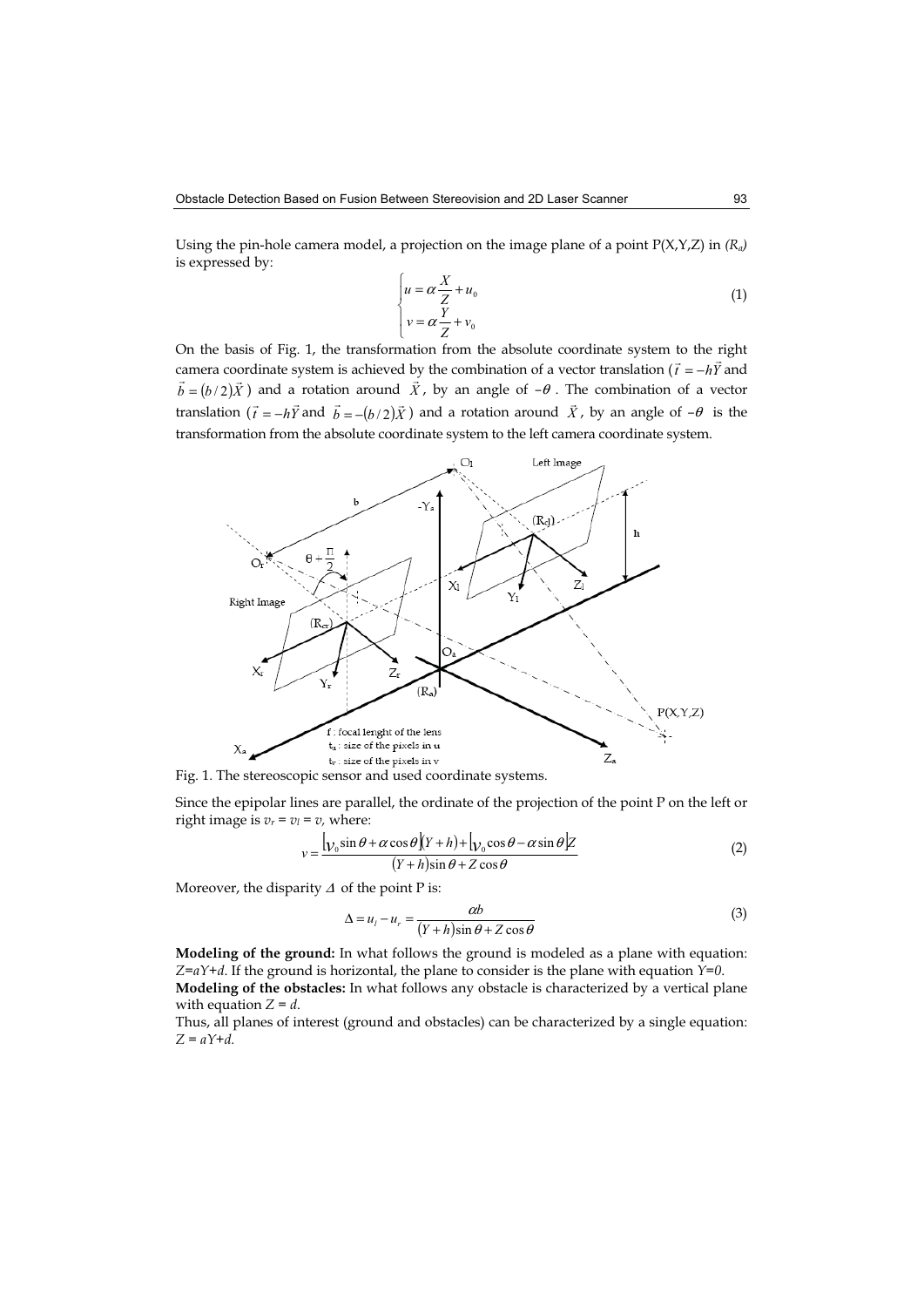Using the pin-hole camera model, a projection on the image plane of a point P(X,Y,Z) in *($R_a$)* is expressed by:

$$\begin{cases} u = \alpha \dfrac{X}{Z} + u_0 \\ v = \alpha \dfrac{Y}{Z} + v_0 \end{cases} \tag{1}$$

On the basis of Fig. 1, the transformation from the absolute coordinate system to the right camera coordinate system is achieved by the combination of a vector translation ($\vec{t} = -h\vec{Y}$ and $\vec{b} = (b/2)\vec{X}$) and a rotation around $\vec{X}$, by an angle of $-\theta$. The combination of a vector translation ($\vec{t} = -h\vec{Y}$ and $\vec{b} = -(b/2)\vec{X}$) and a rotation around $\vec{X}$, by an angle of $-\theta$ is the transformation from the absolute coordinate system to the left camera coordinate system.

Fig. 1. The stereoscopic sensor and used coordinate systems.

Since the epipolar lines are parallel, the ordinate of the projection of the point P on the left or right image is $v_r = v_l = v$, where:

$$v = \frac{[v_0 \sin\theta + \alpha\cos\theta](Y+h) + [v_0\cos\theta - \alpha\sin\theta]Z}{(Y+h)\sin\theta + Z\cos\theta} \tag{2}$$

Moreover, the disparity $\Delta$ of the point P is:

$$\Delta = u_l - u_r = \frac{\alpha b}{(Y+h)\sin\theta + Z\cos\theta} \tag{3}$$

**Modeling of the ground:** In what follows the ground is modeled as a plane with equation: $Z=aY+d$. If the ground is horizontal, the plane to consider is the plane with equation $Y=0$.
**Modeling of the obstacles:** In what follows any obstacle is characterized by a vertical plane with equation $Z = d$.
Thus, all planes of interest (ground and obstacles) can be characterized by a single equation: $Z = aY+d$.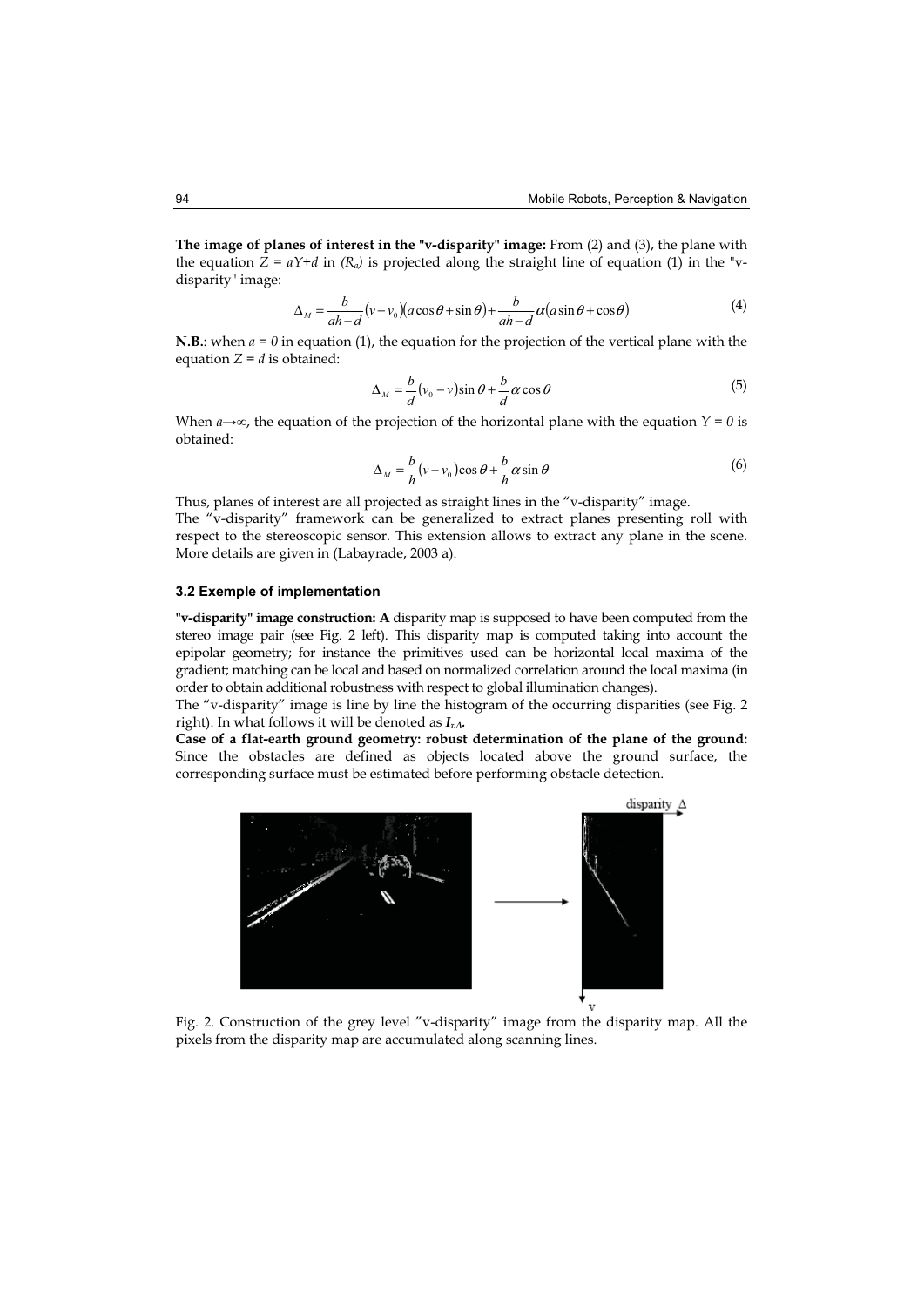**The image of planes of interest in the "v-disparity" image:** From (2) and (3), the plane with the equation $Z = aY+d$ in $(R_a)$ is projected along the straight line of equation (1) in the "v-disparity" image:

$$\Delta_M = \frac{b}{ah-d}(v-v_0)(a\cos\theta+\sin\theta)+\frac{b}{ah-d}\alpha(a\sin\theta+\cos\theta) \tag{4}$$

**N.B.**: when $a = 0$ in equation (1), the equation for the projection of the vertical plane with the equation $Z = d$ is obtained:

$$\Delta_M = \frac{b}{d}(v_0-v)\sin\theta+\frac{b}{d}\alpha\cos\theta \tag{5}$$

When $a \rightarrow \infty$, the equation of the projection of the horizontal plane with the equation $Y = 0$ is obtained:

$$\Delta_M = \frac{b}{h}(v-v_0)\cos\theta+\frac{b}{h}\alpha\sin\theta \tag{6}$$

Thus, planes of interest are all projected as straight lines in the "v-disparity" image.
The "v-disparity" framework can be generalized to extract planes presenting roll with respect to the stereoscopic sensor. This extension allows to extract any plane in the scene. More details are given in (Labayrade, 2003 a).

### 3.2 Exemple of implementation

**"v-disparity" image construction: A** disparity map is supposed to have been computed from the stereo image pair (see Fig. 2 left). This disparity map is computed taking into account the epipolar geometry; for instance the primitives used can be horizontal local maxima of the gradient; matching can be local and based on normalized correlation around the local maxima (in order to obtain additional robustness with respect to global illumination changes).
The "v-disparity" image is line by line the histogram of the occurring disparities (see Fig. 2 right). In what follows it will be denoted as $I_{v\Delta}$.
**Case of a flat-earth ground geometry: robust determination of the plane of the ground:** Since the obstacles are defined as objects located above the ground surface, the corresponding surface must be estimated before performing obstacle detection.

Fig. 2. Construction of the grey level "v-disparity" image from the disparity map. All the pixels from the disparity map are accumulated along scanning lines.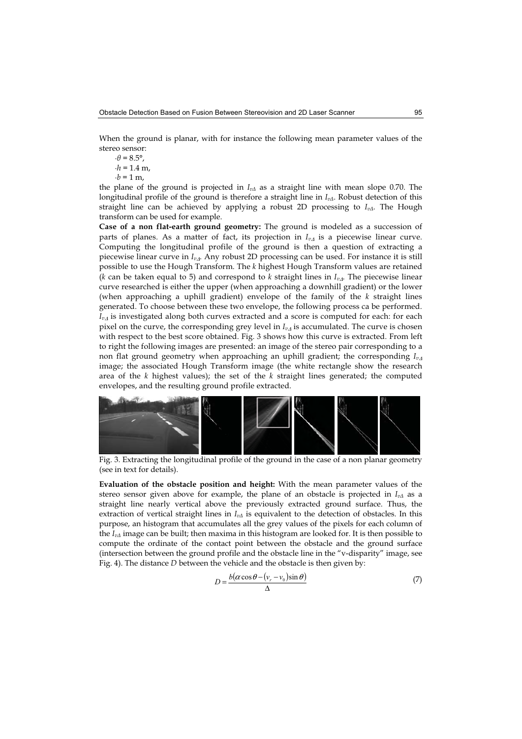When the ground is planar, with for instance the following mean parameter values of the stereo sensor:

- $\theta = 8.5°$,
- $h = 1.4$ m,
- $b = 1$ m,

the plane of the ground is projected in $I_{v\Delta}$ as a straight line with mean slope 0.70. The longitudinal profile of the ground is therefore a straight line in $I_{v\Delta}$. Robust detection of this straight line can be achieved by applying a robust 2D processing to $I_{v\Delta}$. The Hough transform can be used for example.

**Case of a non flat-earth ground geometry:** The ground is modeled as a succession of parts of planes. As a matter of fact, its projection in $I_{v\Delta}$ is a piecewise linear curve. Computing the longitudinal profile of the ground is then a question of extracting a piecewise linear curve in $I_{v\Delta}$. Any robust 2D processing can be used. For instance it is still possible to use the Hough Transform. The *k* highest Hough Transform values are retained (*k* can be taken equal to 5) and correspond to *k* straight lines in $I_{v\Delta}$. The piecewise linear curve researched is either the upper (when approaching a downhill gradient) or the lower (when approaching a uphill gradient) envelope of the family of the *k* straight lines generated. To choose between these two envelope, the following process ca be performed. $I_{v\Delta}$ is investigated along both curves extracted and a score is computed for each: for each pixel on the curve, the corresponding grey level in $I_{v\Delta}$ is accumulated. The curve is chosen with respect to the best score obtained. Fig. 3 shows how this curve is extracted. From left to right the following images are presented: an image of the stereo pair corresponding to a non flat ground geometry when approaching an uphill gradient; the corresponding $I_{v\Delta}$ image; the associated Hough Transform image (the white rectangle show the research area of the *k* highest values); the set of the *k* straight lines generated; the computed envelopes, and the resulting ground profile extracted.

Fig. 3. Extracting the longitudinal profile of the ground in the case of a non planar geometry (see in text for details).

**Evaluation of the obstacle position and height:** With the mean parameter values of the stereo sensor given above for example, the plane of an obstacle is projected in $I_{v\Delta}$ as a straight line nearly vertical above the previously extracted ground surface. Thus, the extraction of vertical straight lines in $I_{v\Delta}$ is equivalent to the detection of obstacles. In this purpose, an histogram that accumulates all the grey values of the pixels for each column of the $I_{v\Delta}$ image can be built; then maxima in this histogram are looked for. It is then possible to compute the ordinate of the contact point between the obstacle and the ground surface (intersection between the ground profile and the obstacle line in the "v-disparity" image, see Fig. 4). The distance *D* between the vehicle and the obstacle is then given by:

$$D = \frac{b\left(\alpha \cos\theta - \left(v_r - v_0\right)\sin\theta\right)}{\Delta} \tag{7}$$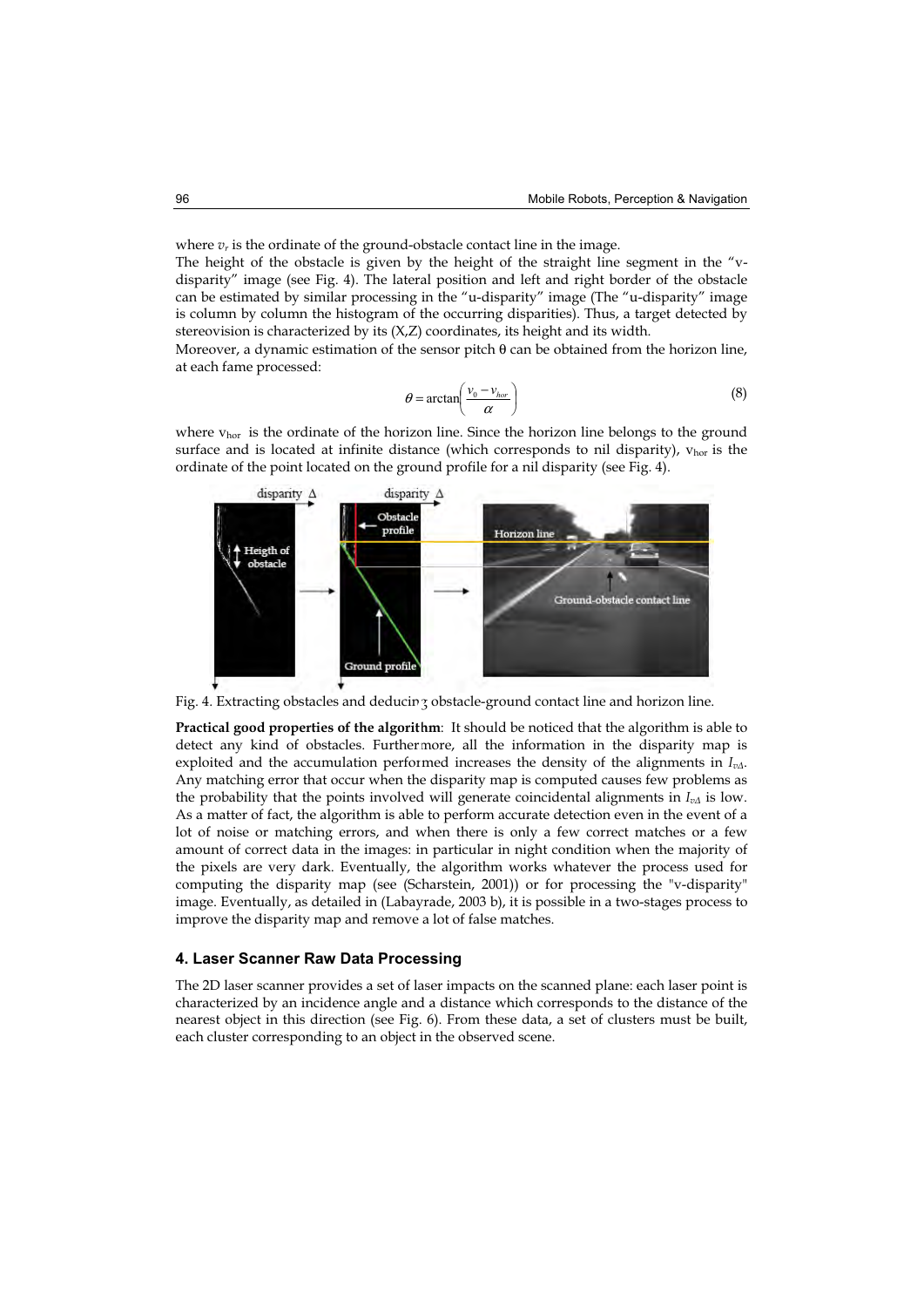where $v_r$ is the ordinate of the ground-obstacle contact line in the image.

The height of the obstacle is given by the height of the straight line segment in the "v-disparity" image (see Fig. 4). The lateral position and left and right border of the obstacle can be estimated by similar processing in the "u-disparity" image (The "u-disparity" image is column by column the histogram of the occurring disparities). Thus, a target detected by stereovision is characterized by its (X,Z) coordinates, its height and its width.

Moreover, a dynamic estimation of the sensor pitch θ can be obtained from the horizon line, at each fame processed:

$$\theta = \arctan\left(\frac{v_0 - v_{hor}}{\alpha}\right) \tag{8}$$

where $v_{hor}$ is the ordinate of the horizon line. Since the horizon line belongs to the ground surface and is located at infinite distance (which corresponds to nil disparity), $v_{hor}$ is the ordinate of the point located on the ground profile for a nil disparity (see Fig. 4).

Fig. 4. Extracting obstacles and deducing obstacle-ground contact line and horizon line.

**Practical good properties of the algorithm**: It should be noticed that the algorithm is able to detect any kind of obstacles. Furthermore, all the information in the disparity map is exploited and the accumulation performed increases the density of the alignments in $I_{v\Delta}$. Any matching error that occur when the disparity map is computed causes few problems as the probability that the points involved will generate coincidental alignments in $I_{v\Delta}$ is low. As a matter of fact, the algorithm is able to perform accurate detection even in the event of a lot of noise or matching errors, and when there is only a few correct matches or a few amount of correct data in the images: in particular in night condition when the majority of the pixels are very dark. Eventually, the algorithm works whatever the process used for computing the disparity map (see (Scharstein, 2001)) or for processing the "v-disparity" image. Eventually, as detailed in (Labayrade, 2003 b), it is possible in a two-stages process to improve the disparity map and remove a lot of false matches.

## 4. Laser Scanner Raw Data Processing

The 2D laser scanner provides a set of laser impacts on the scanned plane: each laser point is characterized by an incidence angle and a distance which corresponds to the distance of the nearest object in this direction (see Fig. 6). From these data, a set of clusters must be built, each cluster corresponding to an object in the observed scene.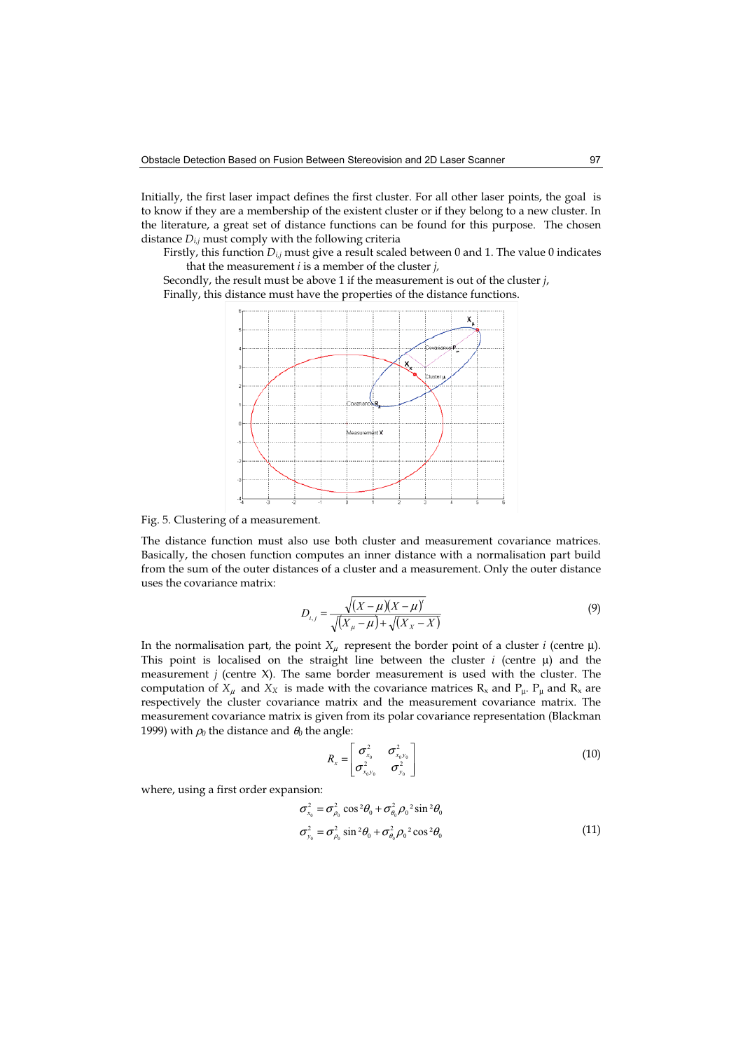Initially, the first laser impact defines the first cluster. For all other laser points, the goal is to know if they are a membership of the existent cluster or if they belong to a new cluster. In the literature, a great set of distance functions can be found for this purpose. The chosen distance $D_{i,j}$ must comply with the following criteria

Firstly, this function $D_{i,j}$ must give a result scaled between 0 and 1. The value 0 indicates that the measurement $i$ is a member of the cluster $j$,

Secondly, the result must be above 1 if the measurement is out of the cluster $j$,

Finally, this distance must have the properties of the distance functions.

Fig. 5. Clustering of a measurement.

The distance function must also use both cluster and measurement covariance matrices. Basically, the chosen function computes an inner distance with a normalisation part build from the sum of the outer distances of a cluster and a measurement. Only the outer distance uses the covariance matrix:

$$D_{i,j} = \frac{\sqrt{(X-\mu)(X-\mu)^t}}{\sqrt{(X_\mu - \mu)} + \sqrt{(X_X - X)}} \tag{9}$$

In the normalisation part, the point $X_\mu$ represent the border point of a cluster $i$ (centre μ). This point is localised on the straight line between the cluster $i$ (centre μ) and the measurement $j$ (centre X). The same border measurement is used with the cluster. The computation of $X_\mu$ and $X_X$ is made with the covariance matrices $R_x$ and $P_\mu$. $P_\mu$ and $R_x$ are respectively the cluster covariance matrix and the measurement covariance matrix. The measurement covariance matrix is given from its polar covariance representation (Blackman 1999) with $\rho_0$ the distance and $\theta_0$ the angle:

$$R_x = \begin{bmatrix} \sigma_{x_0}^2 & \sigma_{x_0 y_0}^2 \\ \sigma_{x_0 y_0}^2 & \sigma_{y_0}^2 \end{bmatrix} \tag{10}$$

where, using a first order expansion:

$$\begin{aligned} \sigma_{x_0}^2 &= \sigma_{\rho_0}^2 \cos^2\theta_0 + \sigma_{\theta_0}^2 \rho_0^{\,2} \sin^2\theta_0 \\ \sigma_{y_0}^2 &= \sigma_{\rho_0}^2 \sin^2\theta_0 + \sigma_{\theta_0}^2 \rho_0^{\,2} \cos^2\theta_0 \end{aligned} \tag{11}$$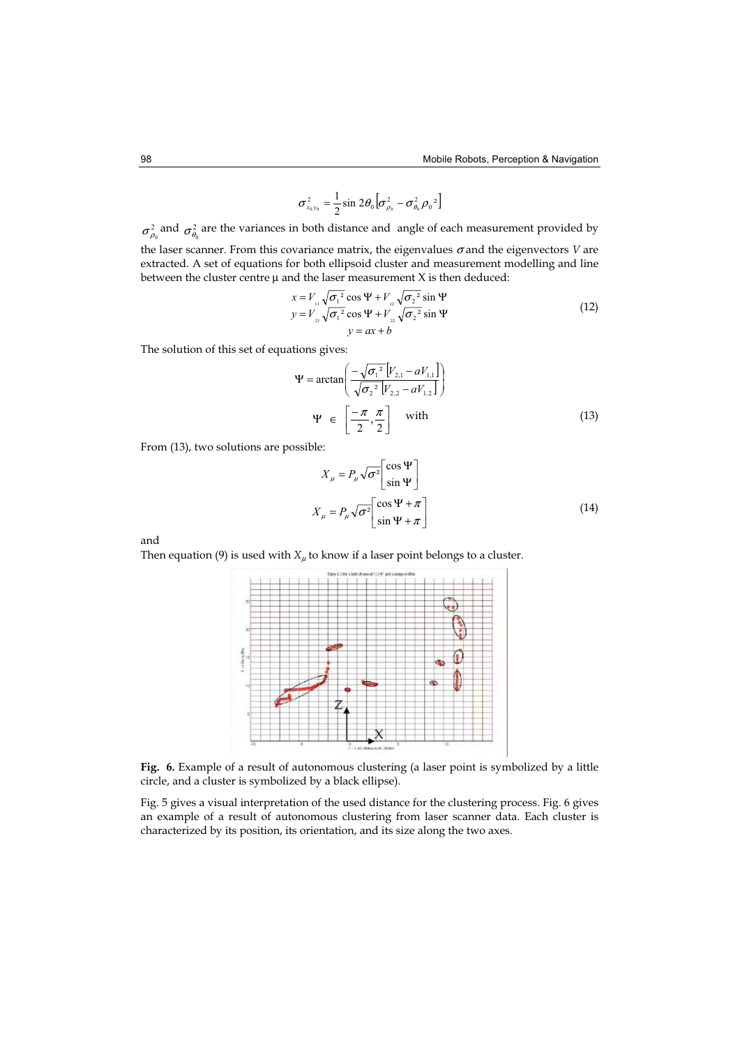$$\sigma^2_{x_0 y_0} = \frac{1}{2}\sin 2\theta_0 \left[\sigma^2_{\rho_0} - \sigma^2_{\theta_0}\rho_0{}^2\right]$$

$\sigma^2_{\rho_0}$ and $\sigma^2_{\theta_0}$ are the variances in both distance and angle of each measurement provided by the laser scanner. From this covariance matrix, the eigenvalues $\sigma$ and the eigenvectors $V$ are extracted. A set of equations for both ellipsoid cluster and measurement modelling and line between the cluster centre μ and the laser measurement X is then deduced:

$$\begin{aligned} x &= V_{11}\sqrt{\sigma_1{}^2}\cos\Psi + V_{12}\sqrt{\sigma_2{}^2}\sin\Psi \\ y &= V_{21}\sqrt{\sigma_1{}^2}\cos\Psi + V_{22}\sqrt{\sigma_2{}^2}\sin\Psi \\ y &= ax + b \end{aligned} \tag{12}$$

The solution of this set of equations gives:

$$\Psi = \arctan\left(\frac{-\sqrt{\sigma_1{}^2}\left[V_{2,1} - aV_{1,1}\right]}{\sqrt{\sigma_2{}^2}\left[V_{2,2} - aV_{1,2}\right]}\right)$$

$$\Psi \in \left[\frac{-\pi}{2}, \frac{\pi}{2}\right] \quad \text{with} \tag{13}$$

From (13), two solutions are possible:

$$X_\mu = P_\mu\sqrt{\sigma^2}\begin{bmatrix}\cos\Psi \\ \sin\Psi\end{bmatrix}$$

$$X_\mu = P_\mu\sqrt{\sigma^2}\begin{bmatrix}\cos\Psi + \pi \\ \sin\Psi + \pi\end{bmatrix} \tag{14}$$

and

Then equation (9) is used with $X_\mu$ to know if a laser point belongs to a cluster.

**Fig. 6.** Example of a result of autonomous clustering (a laser point is symbolized by a little circle, and a cluster is symbolized by a black ellipse).

Fig. 5 gives a visual interpretation of the used distance for the clustering process. Fig. 6 gives an example of a result of autonomous clustering from laser scanner data. Each cluster is characterized by its position, its orientation, and its size along the two axes.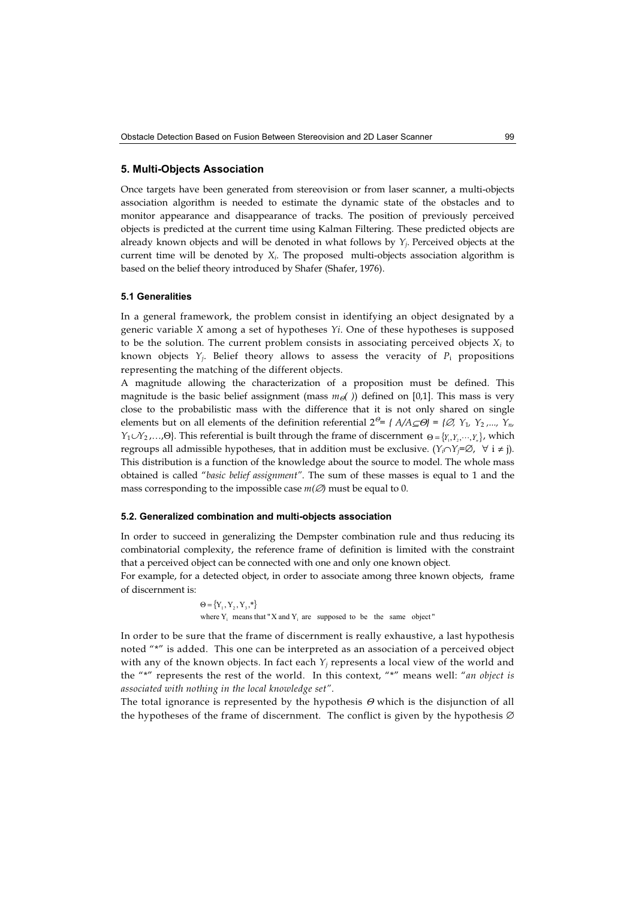## 5. Multi-Objects Association

Once targets have been generated from stereovision or from laser scanner, a multi-objects association algorithm is needed to estimate the dynamic state of the obstacles and to monitor appearance and disappearance of tracks. The position of previously perceived objects is predicted at the current time using Kalman Filtering. These predicted objects are already known objects and will be denoted in what follows by $Y_j$. Perceived objects at the current time will be denoted by $X_i$. The proposed multi-objects association algorithm is based on the belief theory introduced by Shafer (Shafer, 1976).

### 5.1 Generalities

In a general framework, the problem consist in identifying an object designated by a generic variable $X$ among a set of hypotheses $Yi$. One of these hypotheses is supposed to be the solution. The current problem consists in associating perceived objects $X_i$ to known objects $Y_j$. Belief theory allows to assess the veracity of $P_i$ propositions representing the matching of the different objects.

A magnitude allowing the characterization of a proposition must be defined. This magnitude is the basic belief assignment (mass $m_\Theta(\ )$) defined on [0,1]. This mass is very close to the probabilistic mass with the difference that it is not only shared on single elements but on all elements of the definition referential $2^\Theta = \{ A/A \subseteq \Theta \} = \{\emptyset, Y_1, Y_2, ..., Y_n, Y_1 \cup Y_2, ..., \Theta\}$. This referential is built through the frame of discernment $\Theta = \{Y_1, Y_2, \cdots, Y_n\}$, which regroups all admissible hypotheses, that in addition must be exclusive. ($Y_i \cap Y_j = \emptyset$, $\forall$ i $\neq$ j). This distribution is a function of the knowledge about the source to model. The whole mass obtained is called "*basic belief assignment*". The sum of these masses is equal to 1 and the mass corresponding to the impossible case $m(\emptyset)$ must be equal to 0.

### 5.2. Generalized combination and multi-objects association

In order to succeed in generalizing the Dempster combination rule and thus reducing its combinatorial complexity, the reference frame of definition is limited with the constraint that a perceived object can be connected with one and only one known object.

For example, for a detected object, in order to associate among three known objects, frame of discernment is:

$$\Theta = \{Y_1, Y_2, Y_3, *\}$$
$$\text{where } Y_i \text{ means that "X and } Y_i \text{ are supposed to be the same object"}$$

In order to be sure that the frame of discernment is really exhaustive, a last hypothesis noted "*" is added. This one can be interpreted as an association of a perceived object with any of the known objects. In fact each $Y_j$ represents a local view of the world and the "*" represents the rest of the world. In this context, "*" means well: "*an object is associated with nothing in the local knowledge set*".

The total ignorance is represented by the hypothesis $\Theta$ which is the disjunction of all the hypotheses of the frame of discernment. The conflict is given by the hypothesis $\emptyset$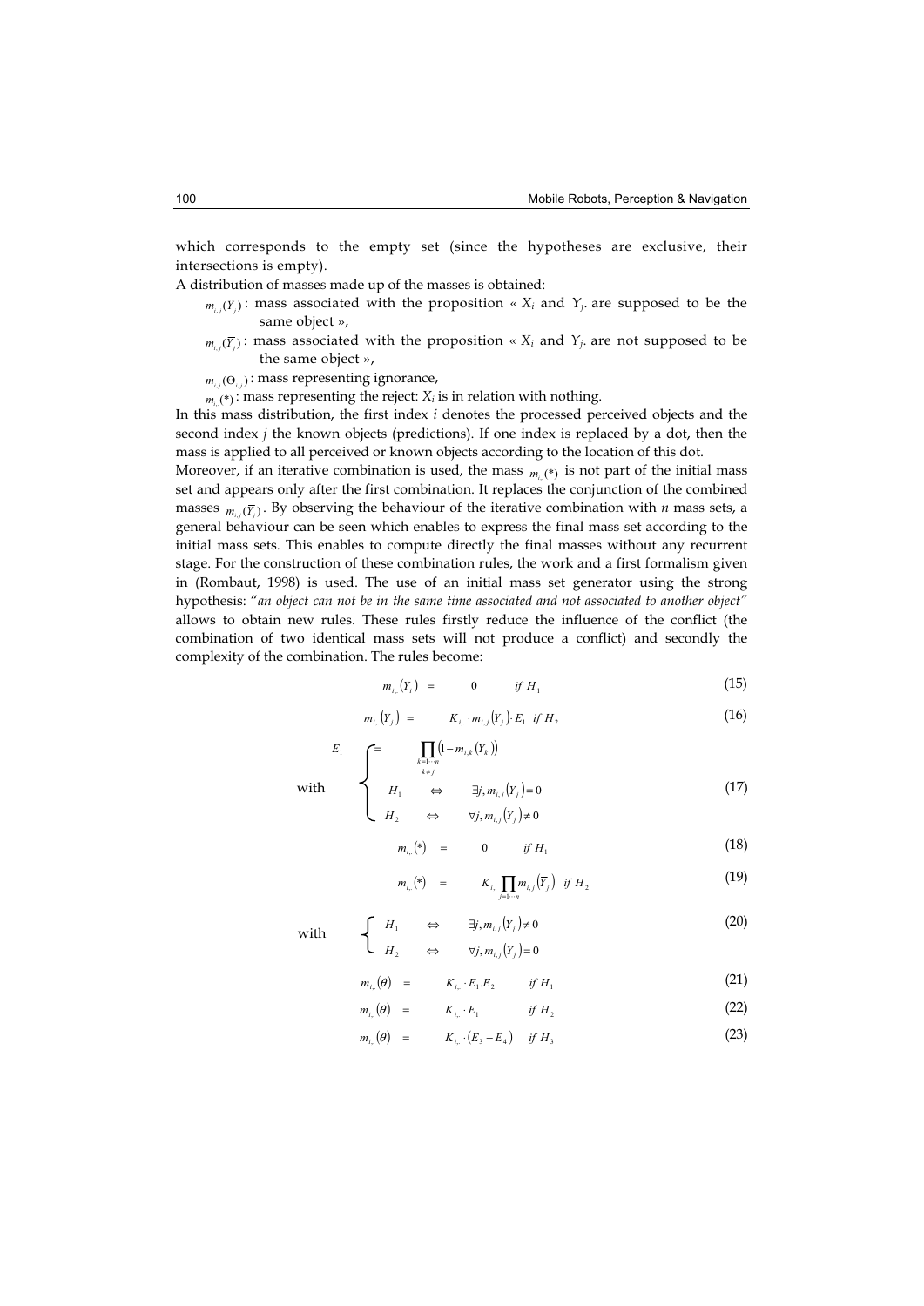which corresponds to the empty set (since the hypotheses are exclusive, their intersections is empty).

A distribution of masses made up of the masses is obtained:

- $m_{i,j}(Y_j)$: mass associated with the proposition « $X_i$ and $Y_j$. are supposed to be the same object »,
- $m_{i,j}(\overline{Y}_j)$: mass associated with the proposition « $X_i$ and $Y_j$. are not supposed to be the same object »,
- $m_{i,j}(\Theta_{i,j})$: mass representing ignorance,
- $m_{i,.}(*)$: mass representing the reject: $X_i$ is in relation with nothing.

In this mass distribution, the first index $i$ denotes the processed perceived objects and the second index $j$ the known objects (predictions). If one index is replaced by a dot, then the mass is applied to all perceived or known objects according to the location of this dot.

Moreover, if an iterative combination is used, the mass $m_{i,.}(*)$ is not part of the initial mass set and appears only after the first combination. It replaces the conjunction of the combined masses $m_{i,j}(\overline{Y}_j)$. By observing the behaviour of the iterative combination with $n$ mass sets, a general behaviour can be seen which enables to express the final mass set according to the initial mass sets. This enables to compute directly the final masses without any recurrent stage. For the construction of these combination rules, the work and a first formalism given in (Rombaut, 1998) is used. The use of an initial mass set generator using the strong hypothesis: "*an object can not be in the same time associated and not associated to another object*" allows to obtain new rules. These rules firstly reduce the influence of the conflict (the combination of two identical mass sets will not produce a conflict) and secondly the complexity of the combination. The rules become:

$$m_{i,.}(Y_i) = 0 \quad \text{if } H_1 \tag{15}$$

$$m_{i,.}(Y_j) = K_{i,.} \cdot m_{i,j}(Y_j) \cdot E_1 \quad \text{if } H_2 \tag{16}$$

$$\text{with} \quad \begin{cases} E_1 = \prod\limits_{\substack{k=1\cdots n \\ k \neq j}} \left(1 - m_{i,k}(Y_k)\right) \\ H_1 \Leftrightarrow \exists j, m_{i,j}(Y_j) = 0 \\ H_2 \Leftrightarrow \forall j, m_{i,j}(Y_j) \neq 0 \end{cases} \tag{17}$$

$$m_{i,.}(*) = 0 \quad \text{if } H_1 \tag{18}$$

$$m_{i,.}(*) = K_{i,.} \prod_{j=1\cdots n} m_{i,j}(\overline{Y}_j) \quad \text{if } H_2 \tag{19}$$

$$\text{with} \quad \begin{cases} H_1 \Leftrightarrow \exists j, m_{i,j}(Y_j) \neq 0 \\ H_2 \Leftrightarrow \forall j, m_{i,j}(Y_j) = 0 \end{cases} \tag{20}$$

$$m_{i,.}(\theta) = K_{i,.} \cdot E_1 . E_2 \quad \text{if } H_1 \tag{21}$$

$$m_{i,.}(\theta) = K_{i,.} \cdot E_1 \quad \text{if } H_2 \tag{22}$$

$$m_{i,.}(\theta) = K_{i,.} \cdot (E_3 - E_4) \quad \text{if } H_3 \tag{23}$$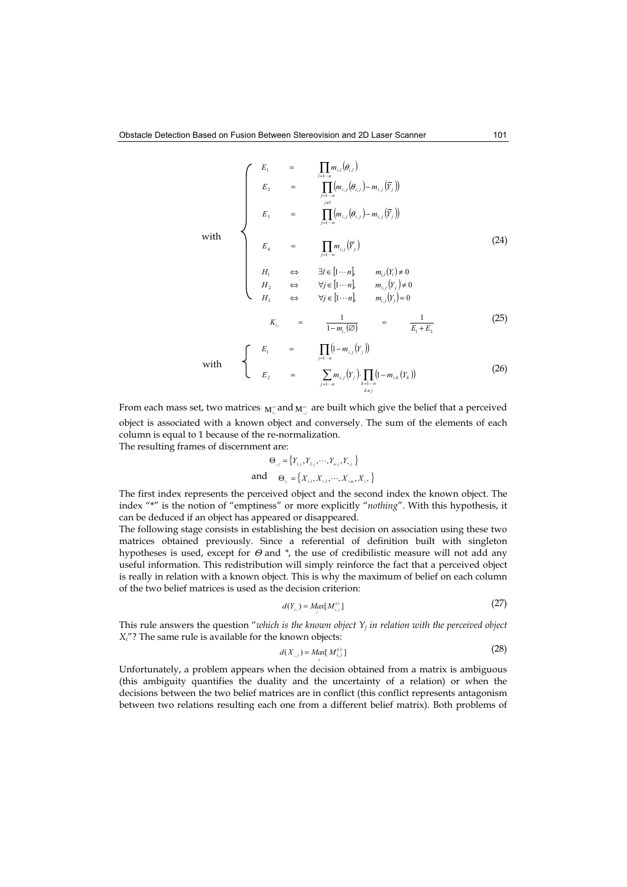$$\text{with} \quad \begin{cases} E_1 & = & \prod_{l=1\cdots n} m_{l,l}(\theta_{i,l}) \\ E_2 & = & \prod_{\substack{j=1\cdots n \\ j\neq l}} \left(m_{i,j}(\theta_{i,j}) - m_{i,j}(\overline{Y}_j)\right) \\ E_3 & = & \prod_{j=1\cdots n} \left(m_{i,j}(\theta_{i,j}) - m_{i,j}(\overline{Y}_j)\right) \\ E_4 & = & \prod_{j=1\cdots n} m_{i,j}(\overline{Y}_j) \\ H_1 & \Leftrightarrow & \exists l \in [1\cdots n], \quad m_{i,l}(Y_l) \neq 0 \\ H_2 & \Leftrightarrow & \forall j \in [1\cdots n], \quad m_{i,j}(Y_j) \neq 0 \\ H_3 & \Leftrightarrow & \forall j \in [1\cdots n], \quad m_{i,j}(Y_j) = 0 \end{cases} \tag{24}$$

$$K_{i,.} = \frac{1}{1 - m_{i,.}(\varnothing)} = \frac{1}{E_1 + E_2} \tag{25}$$

$$\text{with} \quad \begin{cases} E_1 & = & \prod_{j=1\cdots n} \left(1 - m_{i,j}(Y_j)\right) \\ E_2 & = & \sum_{j=1\cdots n} m_{i,j}(Y_j) \cdot \prod_{\substack{k=1\cdots n \\ k\neq j}} \left(1 - m_{i,k}(Y_k)\right) \end{cases} \tag{26}$$

From each mass set, two matrices $M^{\Gamma}_{i,.}$ and $M^{\Gamma}_{.,j}$ are built which give the belief that a perceived object is associated with a known object and conversely. The sum of the elements of each column is equal to 1 because of the re-normalization.
The resulting frames of discernment are:

$$\Theta_{.,j} = \{Y_{1,j}, Y_{2,j}, \cdots, Y_{n,j}, Y_{*,j}\}$$
$$\text{and} \quad \Theta_{i,.} = \{X_{i,1}, X_{i,2}, \cdots, X_{i,m}, X_{i,*}\}$$

The first index represents the perceived object and the second index the known object. The index "*" is the notion of "emptiness" or more explicitly "*nothing*". With this hypothesis, it can be deduced if an object has appeared or disappeared.
The following stage consists in establishing the best decision on association using these two matrices obtained previously. Since a referential of definition built with singleton hypotheses is used, except for $\Theta$ and *, the use of credibilistic measure will not add any useful information. This redistribution will simply reinforce the fact that a perceived object is really in relation with a known object. This is why the maximum of belief on each column of the two belief matrices is used as the decision criterion:

$$d(Y_{i,.}) = \underset{j}{Max}[M^{Cr}_{i,j}] \tag{27}$$

This rule answers the question "*which is the known object $Y_j$ in relation with the perceived object $X_i$*"? The same rule is available for the known objects:

$$d(X_{.,j}) = \underset{i}{Max}[M^{Cr}_{i,j}] \tag{28}$$

Unfortunately, a problem appears when the decision obtained from a matrix is ambiguous (this ambiguity quantifies the duality and the uncertainty of a relation) or when the decisions between the two belief matrices are in conflict (this conflict represents antagonism between two relations resulting each one from a different belief matrix). Both problems of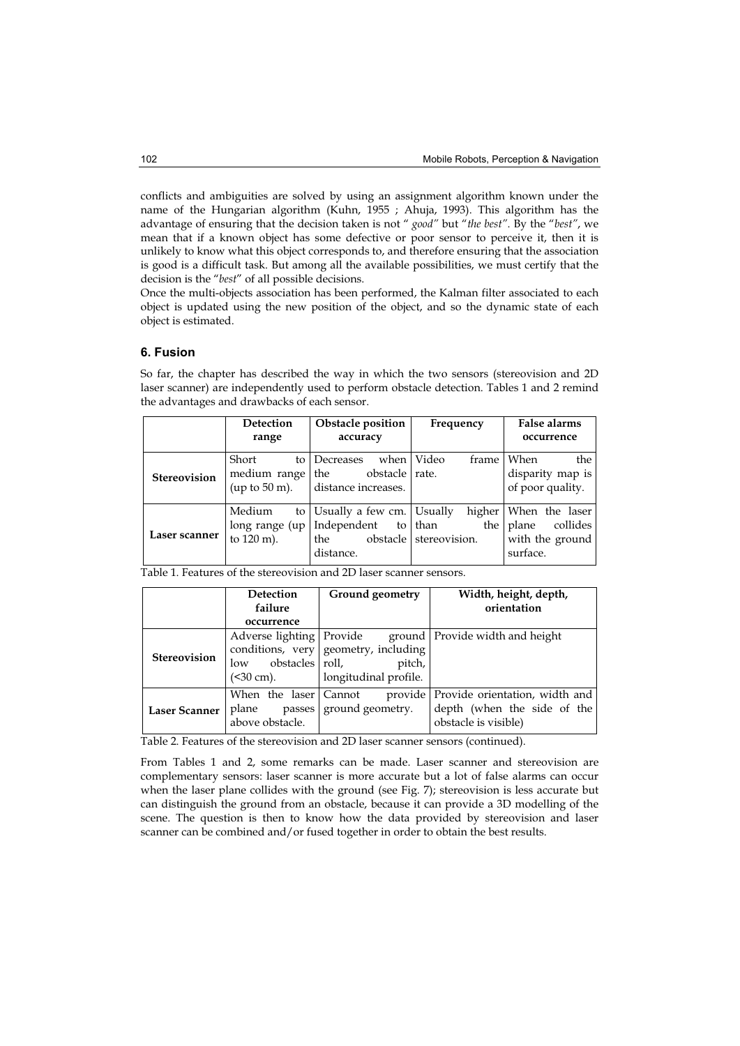conflicts and ambiguities are solved by using an assignment algorithm known under the name of the Hungarian algorithm (Kuhn, 1955 ; Ahuja, 1993). This algorithm has the advantage of ensuring that the decision taken is not " *good*" but "*the best*". By the "*best*", we mean that if a known object has some defective or poor sensor to perceive it, then it is unlikely to know what this object corresponds to, and therefore ensuring that the association is good is a difficult task. But among all the available possibilities, we must certify that the decision is the "*best*" of all possible decisions.

Once the multi-objects association has been performed, the Kalman filter associated to each object is updated using the new position of the object, and so the dynamic state of each object is estimated.

## 6. Fusion

So far, the chapter has described the way in which the two sensors (stereovision and 2D laser scanner) are independently used to perform obstacle detection. Tables 1 and 2 remind the advantages and drawbacks of each sensor.

| | **Detection range** | **Obstacle position accuracy** | **Frequency** | **False alarms occurrence** |
|---|---|---|---|---|
| **Stereovision** | Short to medium range (up to 50 m). | Decreases when the obstacle distance increases. | Video frame rate. | When the disparity map is of poor quality. |
| **Laser scanner** | Medium to long range (up to 120 m). | Usually a few cm. Independent to the obstacle distance. | Usually higher than the stereovision. | When the laser plane collides with the ground surface. |

Table 1. Features of the stereovision and 2D laser scanner sensors.

| | **Detection failure occurrence** | **Ground geometry** | **Width, height, depth, orientation** |
|---|---|---|---|
| **Stereovision** | Adverse lighting conditions, very low obstacles (<30 cm). | Provide ground geometry, including roll, pitch, longitudinal profile. | Provide width and height |
| **Laser Scanner** | When the laser plane passes above obstacle. | Cannot provide ground geometry. | Provide orientation, width and depth (when the side of the obstacle is visible) |

Table 2. Features of the stereovision and 2D laser scanner sensors (continued).

From Tables 1 and 2, some remarks can be made. Laser scanner and stereovision are complementary sensors: laser scanner is more accurate but a lot of false alarms can occur when the laser plane collides with the ground (see Fig. 7); stereovision is less accurate but can distinguish the ground from an obstacle, because it can provide a 3D modelling of the scene. The question is then to know how the data provided by stereovision and laser scanner can be combined and/or fused together in order to obtain the best results.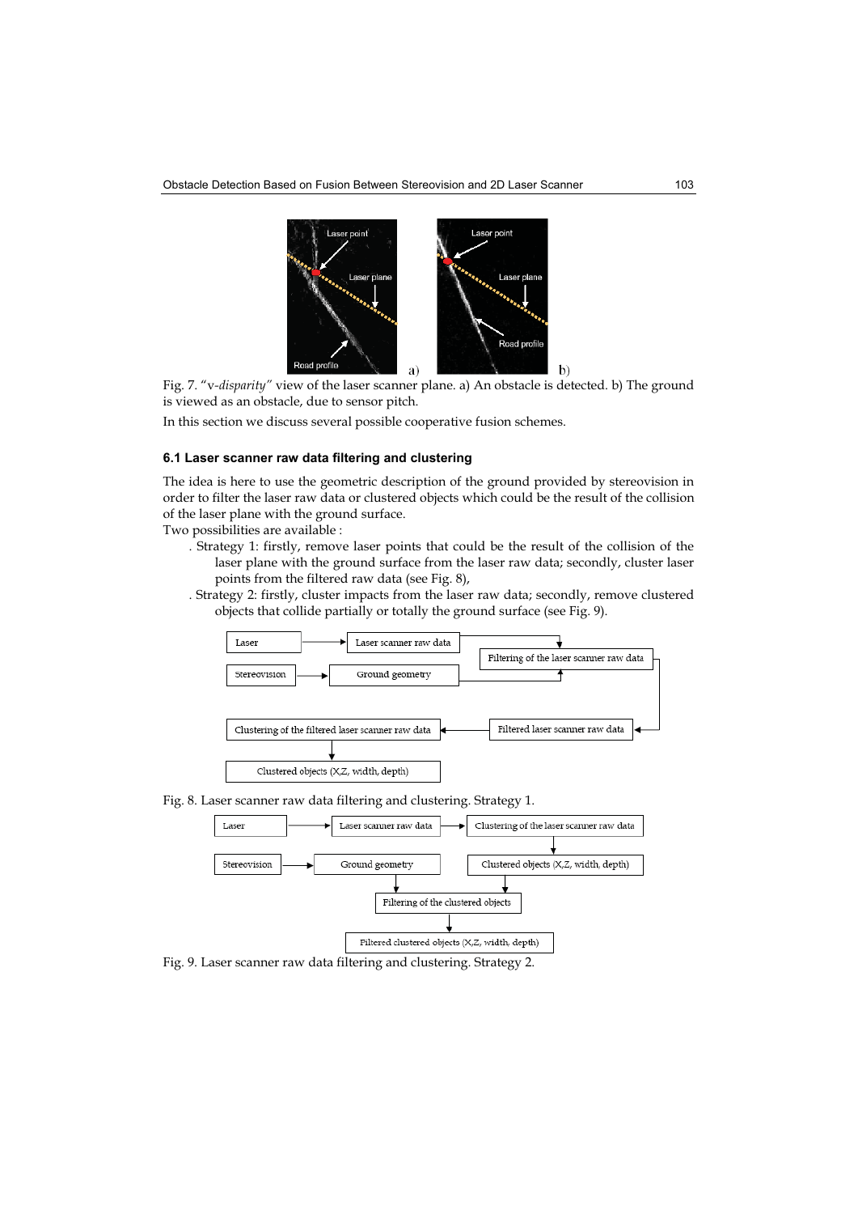Fig. 7. "v-*disparity*" view of the laser scanner plane. a) An obstacle is detected. b) The ground is viewed as an obstacle, due to sensor pitch.

In this section we discuss several possible cooperative fusion schemes.

### 6.1 Laser scanner raw data filtering and clustering

The idea is here to use the geometric description of the ground provided by stereovision in order to filter the laser raw data or clustered objects which could be the result of the collision of the laser plane with the ground surface.

Two possibilities are available :

- Strategy 1: firstly, remove laser points that could be the result of the collision of the laser plane with the ground surface from the laser raw data; secondly, cluster laser points from the filtered raw data (see Fig. 8),
- Strategy 2: firstly, cluster impacts from the laser raw data; secondly, remove clustered objects that collide partially or totally the ground surface (see Fig. 9).

Fig. 8. Laser scanner raw data filtering and clustering. Strategy 1.

Fig. 9. Laser scanner raw data filtering and clustering. Strategy 2.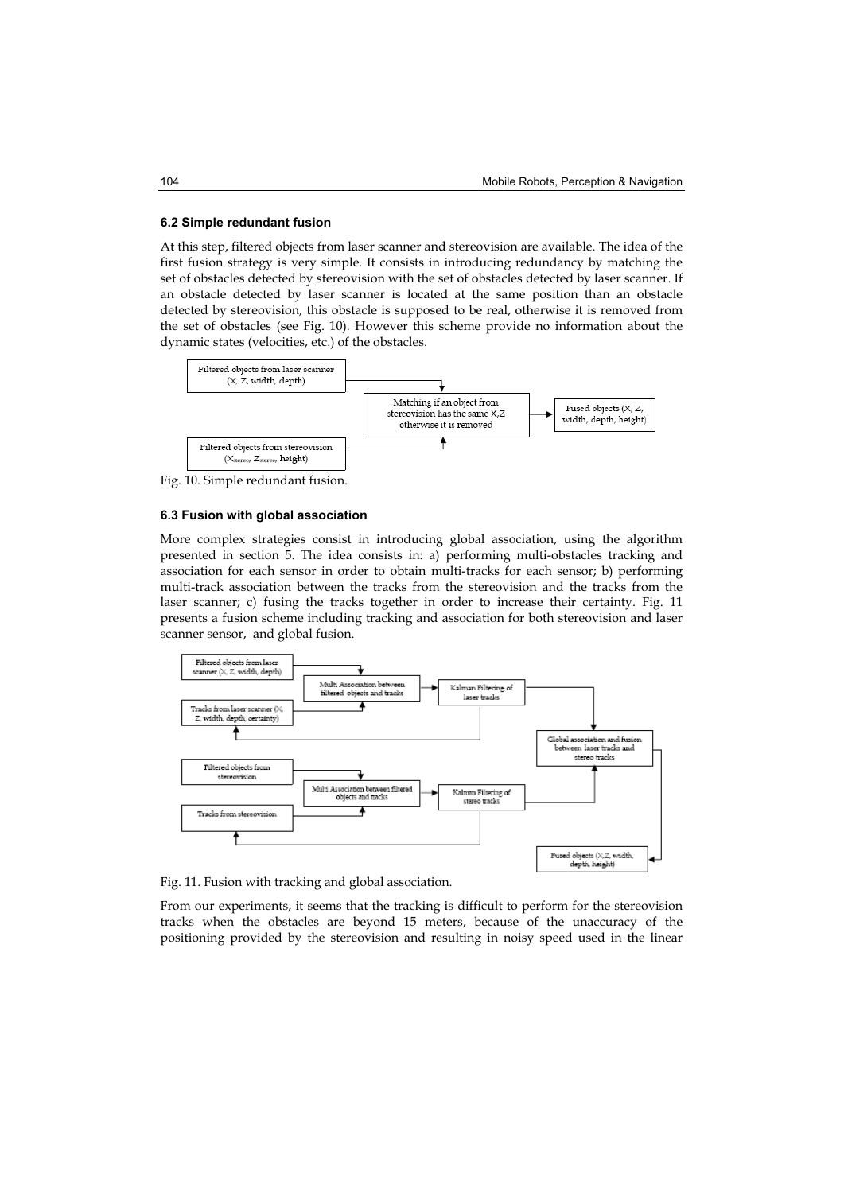### 6.2 Simple redundant fusion

At this step, filtered objects from laser scanner and stereovision are available. The idea of the first fusion strategy is very simple. It consists in introducing redundancy by matching the set of obstacles detected by stereovision with the set of obstacles detected by laser scanner. If an obstacle detected by laser scanner is located at the same position than an obstacle detected by stereovision, this obstacle is supposed to be real, otherwise it is removed from the set of obstacles (see Fig. 10). However this scheme provide no information about the dynamic states (velocities, etc.) of the obstacles.

Filtered objects from laser scanner (X, Z, width, depth)

Matching if an object from stereovision has the same X,Z otherwise it is removed

Fused objects (X, Z, width, depth, height)

Filtered objects from stereovision ($X_{stereo}$, $Z_{stereo}$, height)

Fig. 10. Simple redundant fusion.

### 6.3 Fusion with global association

More complex strategies consist in introducing global association, using the algorithm presented in section 5. The idea consists in: a) performing multi-obstacles tracking and association for each sensor in order to obtain multi-tracks for each sensor; b) performing multi-track association between the tracks from the stereovision and the tracks from the laser scanner; c) fusing the tracks together in order to increase their certainty. Fig. 11 presents a fusion scheme including tracking and association for both stereovision and laser scanner sensor, and global fusion.

Filtered objects from laser scanner (X, Z, width, depth)

Multi Association between filtered objects and tracks

Kalman Filtering of laser tracks

Tracks from laser scanner (X, Z, width, depth, certainty)

Global association and fusion between laser tracks and stereo tracks

Filtered objects from stereovision

Multi Association between filtered objects and tracks

Kalman Filtering of stereo tracks

Tracks from stereovision

Fused objects (X,Z, width, depth, height)

Fig. 11. Fusion with tracking and global association.

From our experiments, it seems that the tracking is difficult to perform for the stereovision tracks when the obstacles are beyond 15 meters, because of the unaccuracy of the positioning provided by the stereovision and resulting in noisy speed used in the linear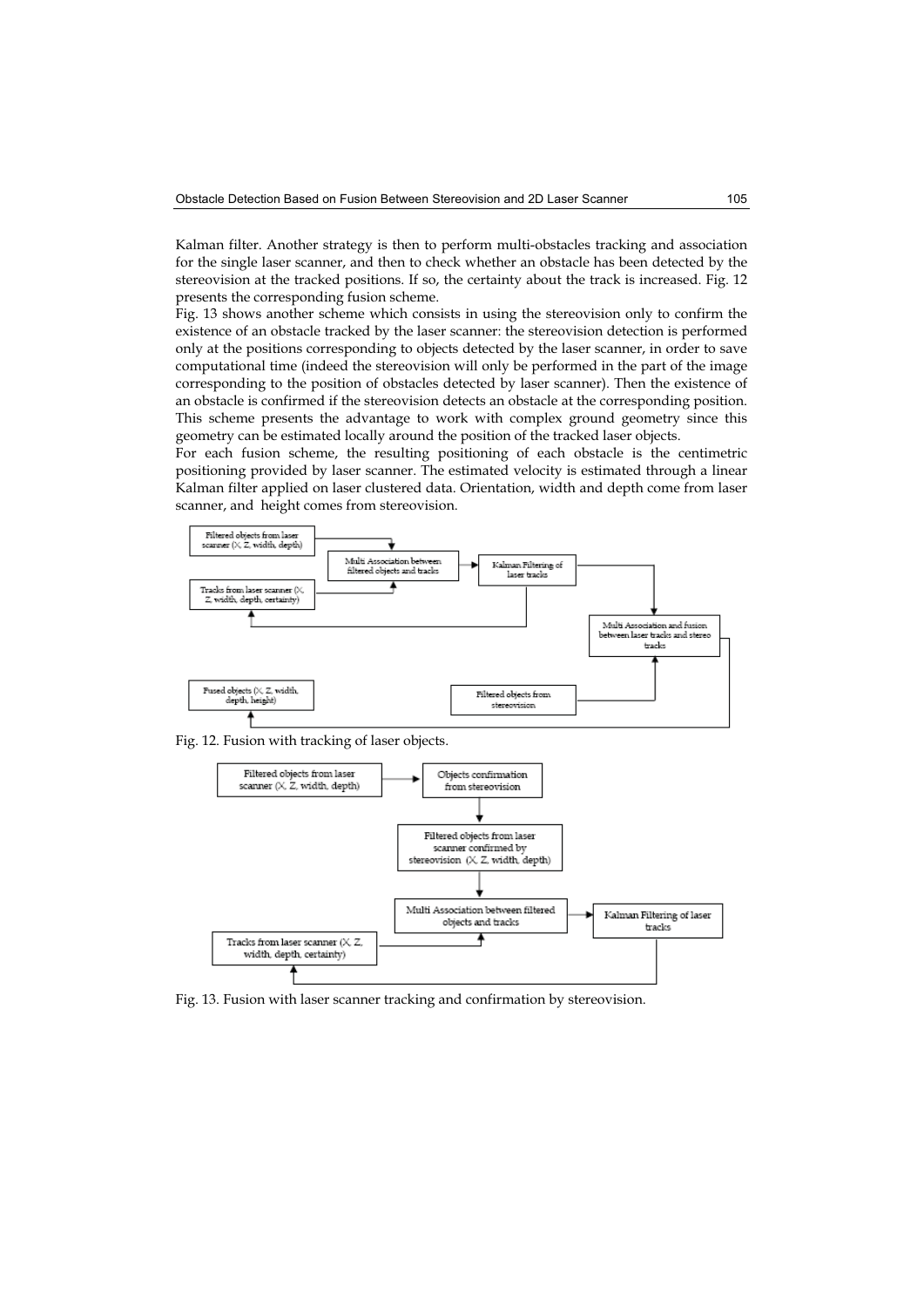Kalman filter. Another strategy is then to perform multi-obstacles tracking and association for the single laser scanner, and then to check whether an obstacle has been detected by the stereovision at the tracked positions. If so, the certainty about the track is increased. Fig. 12 presents the corresponding fusion scheme.

Fig. 13 shows another scheme which consists in using the stereovision only to confirm the existence of an obstacle tracked by the laser scanner: the stereovision detection is performed only at the positions corresponding to objects detected by the laser scanner, in order to save computational time (indeed the stereovision will only be performed in the part of the image corresponding to the position of obstacles detected by laser scanner). Then the existence of an obstacle is confirmed if the stereovision detects an obstacle at the corresponding position. This scheme presents the advantage to work with complex ground geometry since this geometry can be estimated locally around the position of the tracked laser objects.

For each fusion scheme, the resulting positioning of each obstacle is the centimetric positioning provided by laser scanner. The estimated velocity is estimated through a linear Kalman filter applied on laser clustered data. Orientation, width and depth come from laser scanner, and height comes from stereovision.

Filtered objects from laser scanner (X, Z, width, depth)

Multi Association between filtered objects and tracks

Kalman Filtering of laser tracks

Tracks from laser scanner (X, Z, width, depth, certainty)

Multi Association and fusion between laser tracks and stereo tracks

Fused objects (X, Z, width, depth, height)

Filtered objects from stereovision

Fig. 12. Fusion with tracking of laser objects.

Filtered objects from laser scanner (X, Z, width, depth)

Objects confirmation from stereovision

Filtered objects from laser scanner confirmed by stereovision (X, Z, width, depth)

Multi Association between filtered objects and tracks

Kalman Filtering of laser tracks

Tracks from laser scanner (X, Z, width, depth, certainty)

Fig. 13. Fusion with laser scanner tracking and confirmation by stereovision.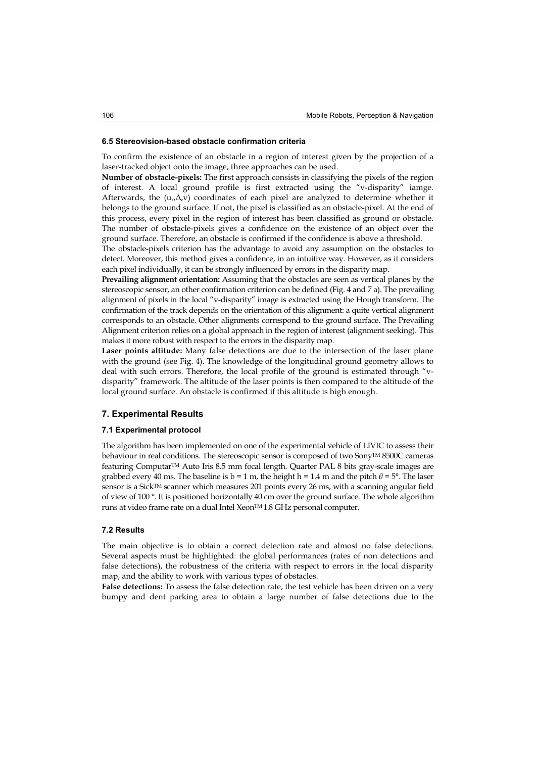### 6.5 Stereovision-based obstacle confirmation criteria

To confirm the existence of an obstacle in a region of interest given by the projection of a laser-tracked object onto the image, three approaches can be used.

**Number of obstacle-pixels:** The first approach consists in classifying the pixels of the region of interest. A local ground profile is first extracted using the "v-disparity" iamge. Afterwards, the $(u_r,\Delta,v)$ coordinates of each pixel are analyzed to determine whether it belongs to the ground surface. If not, the pixel is classified as an obstacle-pixel. At the end of this process, every pixel in the region of interest has been classified as ground or obstacle. The number of obstacle-pixels gives a confidence on the existence of an object over the ground surface. Therefore, an obstacle is confirmed if the confidence is above a threshold.

The obstacle-pixels criterion has the advantage to avoid any assumption on the obstacles to detect. Moreover, this method gives a confidence, in an intuitive way. However, as it considers each pixel individually, it can be strongly influenced by errors in the disparity map.

**Prevailing alignment orientation:** Assuming that the obstacles are seen as vertical planes by the stereoscopic sensor, an other confirmation criterion can be defined (Fig. 4 and 7 a). The prevailing alignment of pixels in the local "v-disparity" image is extracted using the Hough transform. The confirmation of the track depends on the orientation of this alignment: a quite vertical alignment corresponds to an obstacle. Other alignments correspond to the ground surface. The Prevailing Alignment criterion relies on a global approach in the region of interest (alignment seeking). This makes it more robust with respect to the errors in the disparity map.

**Laser points altitude:** Many false detections are due to the intersection of the laser plane with the ground (see Fig. 4). The knowledge of the longitudinal ground geometry allows to deal with such errors. Therefore, the local profile of the ground is estimated through "v-disparity" framework. The altitude of the laser points is then compared to the altitude of the local ground surface. An obstacle is confirmed if this altitude is high enough.

## 7. Experimental Results

### 7.1 Experimental protocol

The algorithm has been implemented on one of the experimental vehicle of LIVIC to assess their behaviour in real conditions. The stereoscopic sensor is composed of two Sony™ 8500C cameras featuring Computar™ Auto Iris 8.5 mm focal length. Quarter PAL 8 bits gray-scale images are grabbed every 40 ms. The baseline is $b = 1$ m, the height $h = 1.4$ m and the pitch $\theta = 5°$. The laser sensor is a Sick™ scanner which measures 201 points every 26 ms, with a scanning angular field of view of 100 °. It is positioned horizontally 40 cm over the ground surface. The whole algorithm runs at video frame rate on a dual Intel Xeon™ 1.8 GHz personal computer.

### 7.2 Results

The main objective is to obtain a correct detection rate and almost no false detections. Several aspects must be highlighted: the global performances (rates of non detections and false detections), the robustness of the criteria with respect to errors in the local disparity map, and the ability to work with various types of obstacles.

**False detections:** To assess the false detection rate, the test vehicle has been driven on a very bumpy and dent parking area to obtain a large number of false detections due to the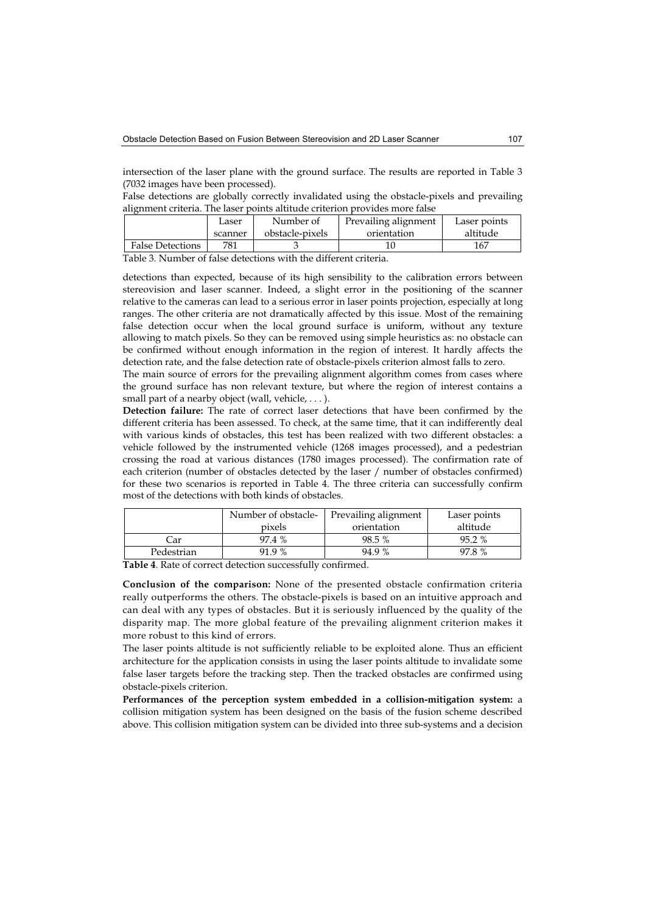intersection of the laser plane with the ground surface. The results are reported in Table 3 (7032 images have been processed).

False detections are globally correctly invalidated using the obstacle-pixels and prevailing alignment criteria. The laser points altitude criterion provides more false

| | Laser scanner | Number of obstacle-pixels | Prevailing alignment orientation | Laser points altitude |
|---|---|---|---|---|
| False Detections | 781 | 3 | 10 | 167 |

Table 3. Number of false detections with the different criteria.

detections than expected, because of its high sensibility to the calibration errors between stereovision and laser scanner. Indeed, a slight error in the positioning of the scanner relative to the cameras can lead to a serious error in laser points projection, especially at long ranges. The other criteria are not dramatically affected by this issue. Most of the remaining false detection occur when the local ground surface is uniform, without any texture allowing to match pixels. So they can be removed using simple heuristics as: no obstacle can be confirmed without enough information in the region of interest. It hardly affects the detection rate, and the false detection rate of obstacle-pixels criterion almost falls to zero.

The main source of errors for the prevailing alignment algorithm comes from cases where the ground surface has non relevant texture, but where the region of interest contains a small part of a nearby object (wall, vehicle, . . . ).

**Detection failure:** The rate of correct laser detections that have been confirmed by the different criteria has been assessed. To check, at the same time, that it can indifferently deal with various kinds of obstacles, this test has been realized with two different obstacles: a vehicle followed by the instrumented vehicle (1268 images processed), and a pedestrian crossing the road at various distances (1780 images processed). The confirmation rate of each criterion (number of obstacles detected by the laser / number of obstacles confirmed) for these two scenarios is reported in Table 4. The three criteria can successfully confirm most of the detections with both kinds of obstacles.

| | Number of obstacle-pixels | Prevailing alignment orientation | Laser points altitude |
|---|---|---|---|
| Car | 97.4 % | 98.5 % | 95.2 % |
| Pedestrian | 91.9 % | 94.9 % | 97.8 % |

**Table 4**. Rate of correct detection successfully confirmed.

**Conclusion of the comparison:** None of the presented obstacle confirmation criteria really outperforms the others. The obstacle-pixels is based on an intuitive approach and can deal with any types of obstacles. But it is seriously influenced by the quality of the disparity map. The more global feature of the prevailing alignment criterion makes it more robust to this kind of errors.

The laser points altitude is not sufficiently reliable to be exploited alone. Thus an efficient architecture for the application consists in using the laser points altitude to invalidate some false laser targets before the tracking step. Then the tracked obstacles are confirmed using obstacle-pixels criterion.

**Performances of the perception system embedded in a collision-mitigation system:** a collision mitigation system has been designed on the basis of the fusion scheme described above. This collision mitigation system can be divided into three sub-systems and a decision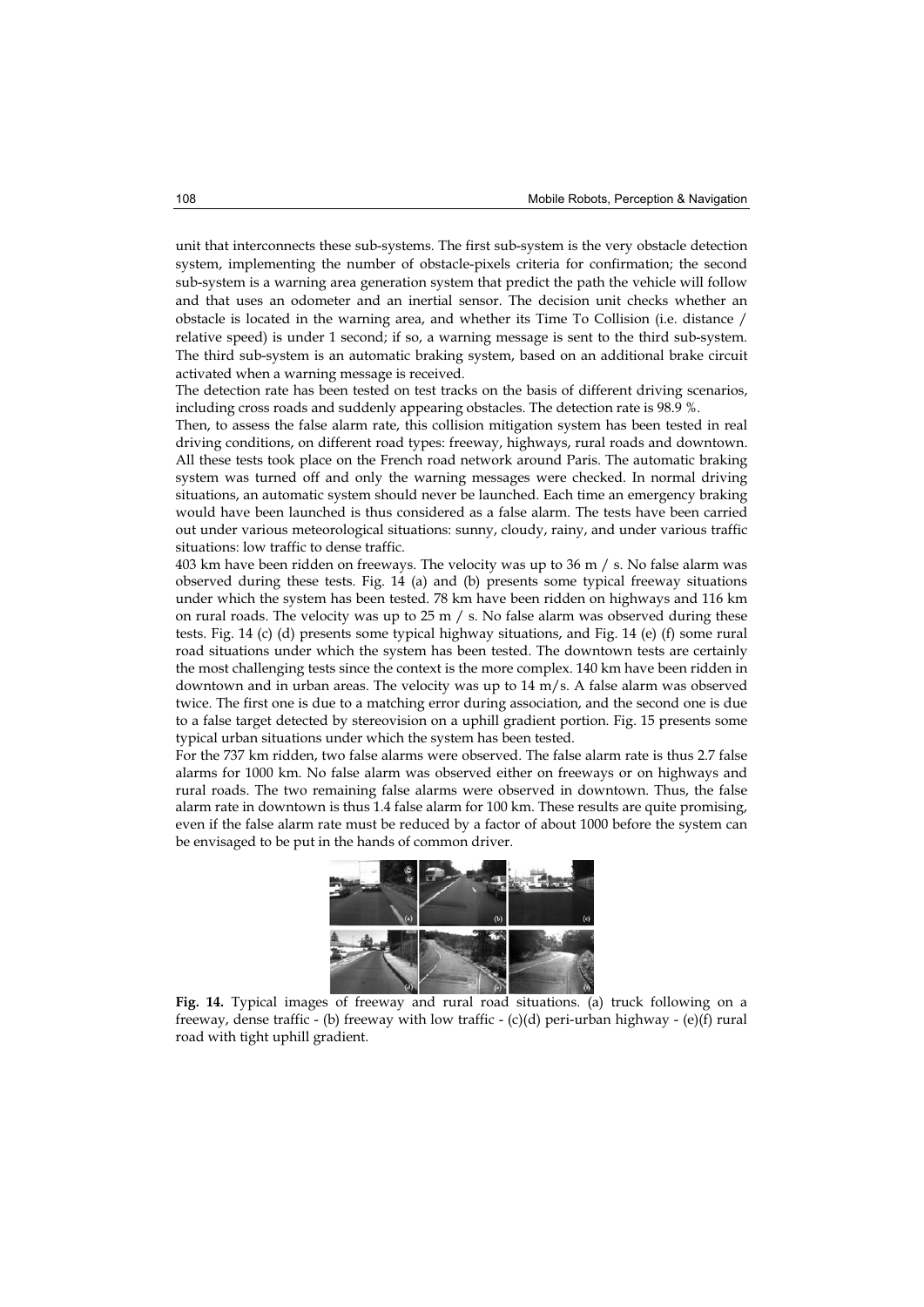unit that interconnects these sub-systems. The first sub-system is the very obstacle detection system, implementing the number of obstacle-pixels criteria for confirmation; the second sub-system is a warning area generation system that predict the path the vehicle will follow and that uses an odometer and an inertial sensor. The decision unit checks whether an obstacle is located in the warning area, and whether its Time To Collision (i.e. distance / relative speed) is under 1 second; if so, a warning message is sent to the third sub-system. The third sub-system is an automatic braking system, based on an additional brake circuit activated when a warning message is received.

The detection rate has been tested on test tracks on the basis of different driving scenarios, including cross roads and suddenly appearing obstacles. The detection rate is 98.9 %.

Then, to assess the false alarm rate, this collision mitigation system has been tested in real driving conditions, on different road types: freeway, highways, rural roads and downtown. All these tests took place on the French road network around Paris. The automatic braking system was turned off and only the warning messages were checked. In normal driving situations, an automatic system should never be launched. Each time an emergency braking would have been launched is thus considered as a false alarm. The tests have been carried out under various meteorological situations: sunny, cloudy, rainy, and under various traffic situations: low traffic to dense traffic.

403 km have been ridden on freeways. The velocity was up to 36 m / s. No false alarm was observed during these tests. Fig. 14 (a) and (b) presents some typical freeway situations under which the system has been tested. 78 km have been ridden on highways and 116 km on rural roads. The velocity was up to 25 m / s. No false alarm was observed during these tests. Fig. 14 (c) (d) presents some typical highway situations, and Fig. 14 (e) (f) some rural road situations under which the system has been tested. The downtown tests are certainly the most challenging tests since the context is the more complex. 140 km have been ridden in downtown and in urban areas. The velocity was up to 14 m/s. A false alarm was observed twice. The first one is due to a matching error during association, and the second one is due to a false target detected by stereovision on a uphill gradient portion. Fig. 15 presents some typical urban situations under which the system has been tested.

For the 737 km ridden, two false alarms were observed. The false alarm rate is thus 2.7 false alarms for 1000 km. No false alarm was observed either on freeways or on highways and rural roads. The two remaining false alarms were observed in downtown. Thus, the false alarm rate in downtown is thus 1.4 false alarm for 100 km. These results are quite promising, even if the false alarm rate must be reduced by a factor of about 1000 before the system can be envisaged to be put in the hands of common driver.

**Fig. 14.** Typical images of freeway and rural road situations. (a) truck following on a freeway, dense traffic - (b) freeway with low traffic - (c)(d) peri-urban highway - (e)(f) rural road with tight uphill gradient.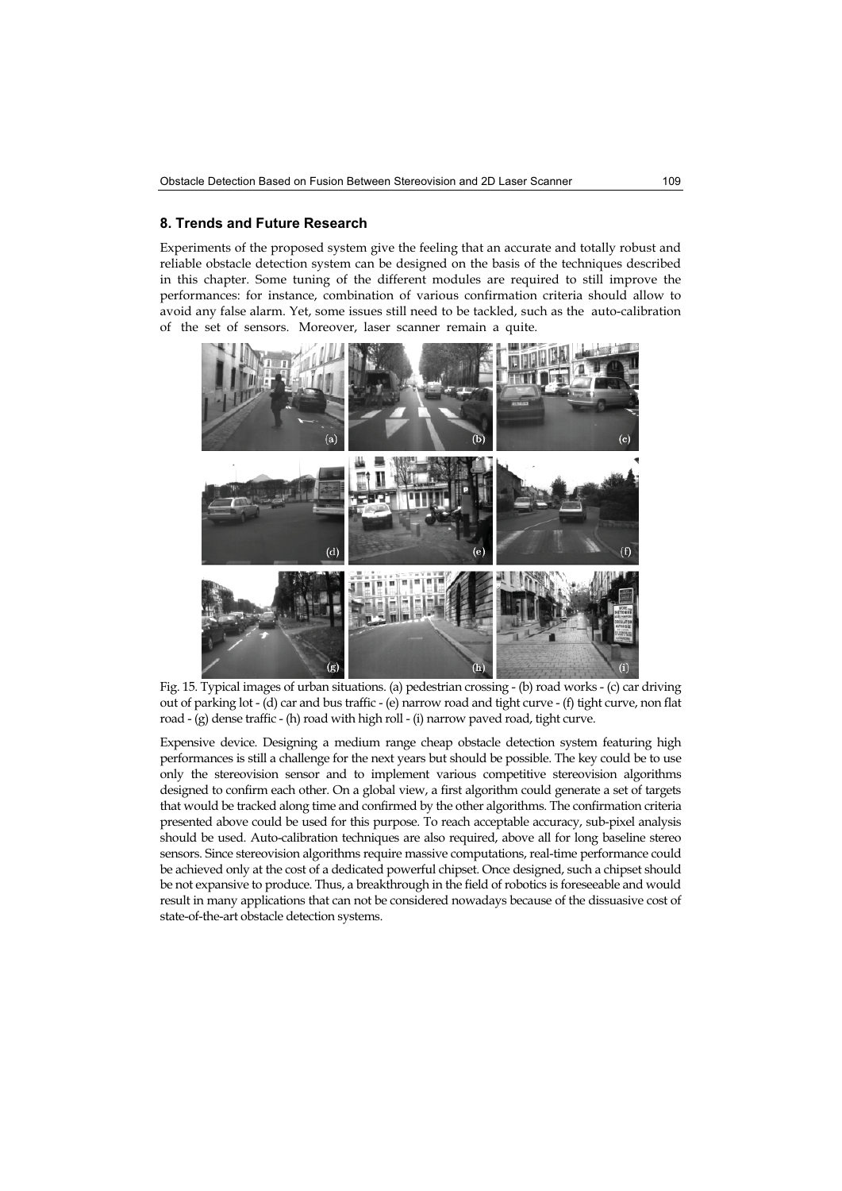## 8. Trends and Future Research

Experiments of the proposed system give the feeling that an accurate and totally robust and reliable obstacle detection system can be designed on the basis of the techniques described in this chapter. Some tuning of the different modules are required to still improve the performances: for instance, combination of various confirmation criteria should allow to avoid any false alarm. Yet, some issues still need to be tackled, such as the auto-calibration of the set of sensors. Moreover, laser scanner remain a quite.

Fig. 15. Typical images of urban situations. (a) pedestrian crossing - (b) road works - (c) car driving out of parking lot - (d) car and bus traffic - (e) narrow road and tight curve - (f) tight curve, non flat road - (g) dense traffic - (h) road with high roll - (i) narrow paved road, tight curve.

Expensive device. Designing a medium range cheap obstacle detection system featuring high performances is still a challenge for the next years but should be possible. The key could be to use only the stereovision sensor and to implement various competitive stereovision algorithms designed to confirm each other. On a global view, a first algorithm could generate a set of targets that would be tracked along time and confirmed by the other algorithms. The confirmation criteria presented above could be used for this purpose. To reach acceptable accuracy, sub-pixel analysis should be used. Auto-calibration techniques are also required, above all for long baseline stereo sensors. Since stereovision algorithms require massive computations, real-time performance could be achieved only at the cost of a dedicated powerful chipset. Once designed, such a chipset should be not expansive to produce. Thus, a breakthrough in the field of robotics is foreseeable and would result in many applications that can not be considered nowadays because of the dissuasive cost of state-of-the-art obstacle detection systems.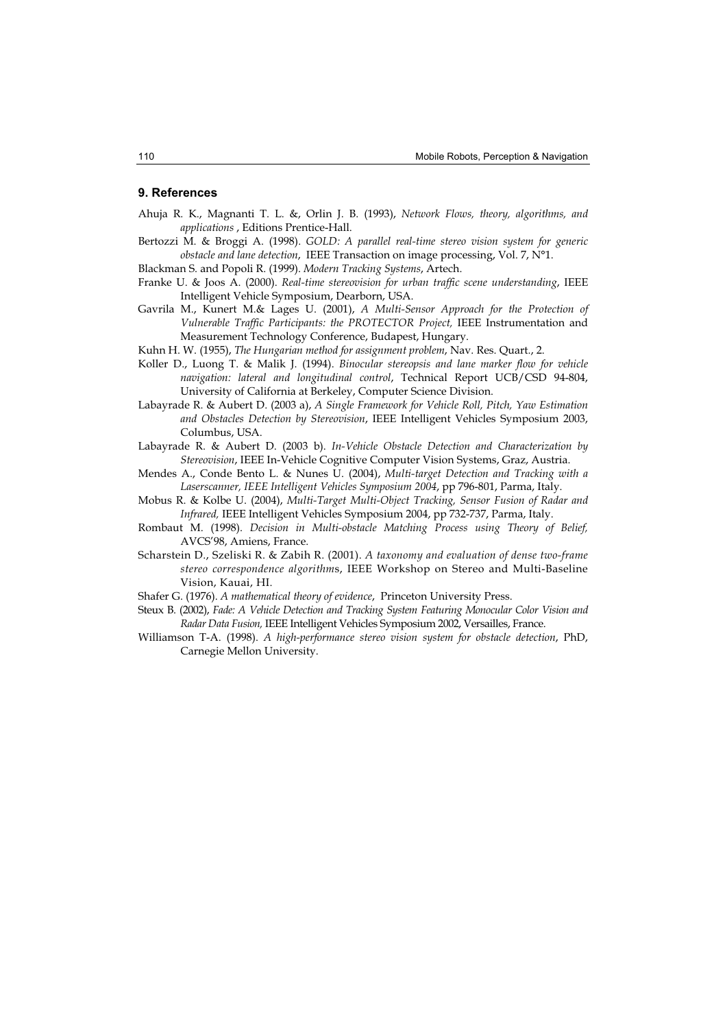## 9. References

Ahuja R. K., Magnanti T. L. &, Orlin J. B. (1993), *Network Flows, theory, algorithms, and applications* , Editions Prentice-Hall.

Bertozzi M. & Broggi A. (1998). *GOLD: A parallel real-time stereo vision system for generic obstacle and lane detection*, IEEE Transaction on image processing, Vol. 7, N°1.

Blackman S. and Popoli R. (1999). *Modern Tracking Systems*, Artech.

Franke U. & Joos A. (2000). *Real-time stereovision for urban traffic scene understanding*, IEEE Intelligent Vehicle Symposium, Dearborn, USA.

Gavrila M., Kunert M.& Lages U. (2001), *A Multi-Sensor Approach for the Protection of Vulnerable Traffic Participants: the PROTECTOR Project,* IEEE Instrumentation and Measurement Technology Conference, Budapest, Hungary.

Kuhn H. W. (1955), *The Hungarian method for assignment problem*, Nav. Res. Quart., 2.

Koller D., Luong T. & Malik J. (1994). *Binocular stereopsis and lane marker flow for vehicle navigation: lateral and longitudinal control*, Technical Report UCB/CSD 94-804, University of California at Berkeley, Computer Science Division.

Labayrade R. & Aubert D. (2003 a), *A Single Framework for Vehicle Roll, Pitch, Yaw Estimation and Obstacles Detection by Stereovision*, IEEE Intelligent Vehicles Symposium 2003, Columbus, USA.

Labayrade R. & Aubert D. (2003 b). *In-Vehicle Obstacle Detection and Characterization by Stereovision*, IEEE In-Vehicle Cognitive Computer Vision Systems, Graz, Austria.

Mendes A., Conde Bento L. & Nunes U. (2004), *Multi-target Detection and Tracking with a Laserscanner, IEEE Intelligent Vehicles Symposium 2004*, pp 796-801, Parma, Italy.

Mobus R. & Kolbe U. (2004), *Multi-Target Multi-Object Tracking, Sensor Fusion of Radar and Infrared,* IEEE Intelligent Vehicles Symposium 2004, pp 732-737, Parma, Italy.

Rombaut M. (1998). *Decision in Multi-obstacle Matching Process using Theory of Belief,* AVCS'98, Amiens, France.

Scharstein D., Szeliski R. & Zabih R. (2001). *A taxonomy and evaluation of dense two-frame stereo correspondence algorithms*, IEEE Workshop on Stereo and Multi-Baseline Vision, Kauai, HI.

Shafer G. (1976). *A mathematical theory of evidence*, Princeton University Press.

Steux B. (2002), *Fade: A Vehicle Detection and Tracking System Featuring Monocular Color Vision and Radar Data Fusion,* IEEE Intelligent Vehicles Symposium 2002, Versailles, France.

Williamson T-A. (1998). *A high-performance stereo vision system for obstacle detection*, PhD, Carnegie Mellon University.